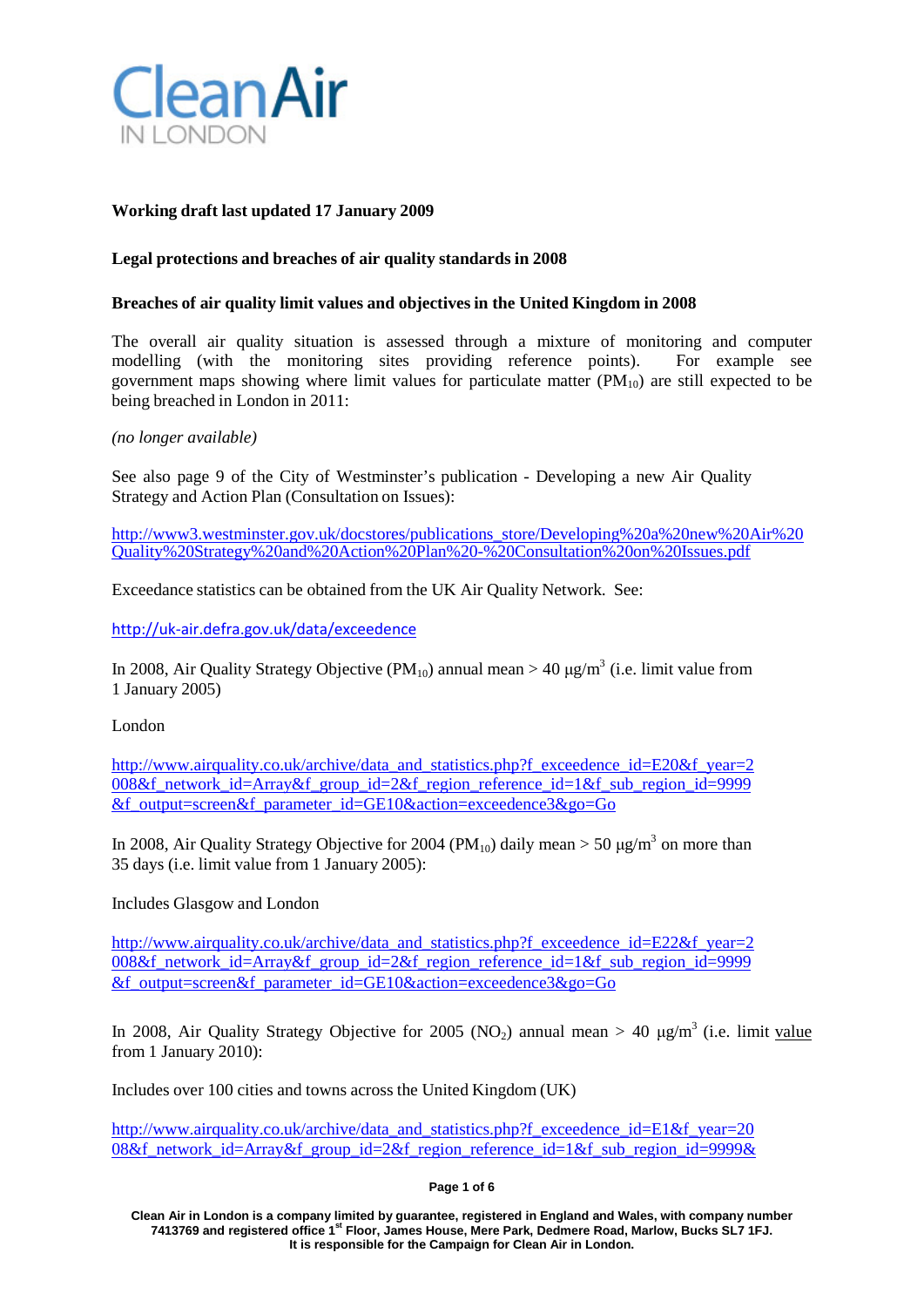Clean Air IN LONDON

**Working draft last updated 17 January 2009**

**Legal protections and breaches of air quality standards in 2008**

**Breaches of air quality limit values and objectives in the United Kingdom in 2008**

The overall air quality situation is assessed through a mixture of monitoring and computer modelling (with the monitoring sites providing reference points). For example see government maps showing where limit values for particulate matter ($PM_{10}$) are still expected to be being breached in London in 2011:

*(no longer available)*

See also page 9 of the City of Westminster's publication - Developing a new Air Quality Strategy and Action Plan (Consultation on Issues):

http://www3.westminster.gov.uk/docstores/publications_store/Developing%20a%20new%20Air%20Quality%20Strategy%20and%20Action%20Plan%20-%20Consultation%20on%20Issues.pdf

Exceedance statistics can be obtained from the UK Air Quality Network. See:

http://uk-air.defra.gov.uk/data/exceedence

In 2008, Air Quality Strategy Objective ($PM_{10}$) annual mean > 40 μg/m$^3$ (i.e. limit value from 1 January 2005)

London

http://www.airquality.co.uk/archive/data_and_statistics.php?f_exceedence_id=E20&f_year=2008&f_network_id=Array&f_group_id=2&f_region_reference_id=1&f_sub_region_id=9999&f_output=screen&f_parameter_id=GE10&action=exceedence3&go=Go

In 2008, Air Quality Strategy Objective for 2004 ($PM_{10}$) daily mean > 50 μg/m$^3$ on more than 35 days (i.e. limit value from 1 January 2005):

Includes Glasgow and London

http://www.airquality.co.uk/archive/data_and_statistics.php?f_exceedence_id=E22&f_year=2008&f_network_id=Array&f_group_id=2&f_region_reference_id=1&f_sub_region_id=9999&f_output=screen&f_parameter_id=GE10&action=exceedence3&go=Go

In 2008, Air Quality Strategy Objective for 2005 ($NO_2$) annual mean > 40 μg/m$^3$ (i.e. limit value from 1 January 2010):

Includes over 100 cities and towns across the United Kingdom (UK)

http://www.airquality.co.uk/archive/data_and_statistics.php?f_exceedence_id=E1&f_year=2008&f_network_id=Array&f_group_id=2&f_region_reference_id=1&f_sub_region_id=9999&

Clean Air in London is a company limited by guarantee, registered in England and Wales, with company number 7413769 and registered office 1st Floor, James House, Mere Park, Dedmere Road, Marlow, Bucks SL7 1FJ. It is responsible for the Campaign for Clean Air in London.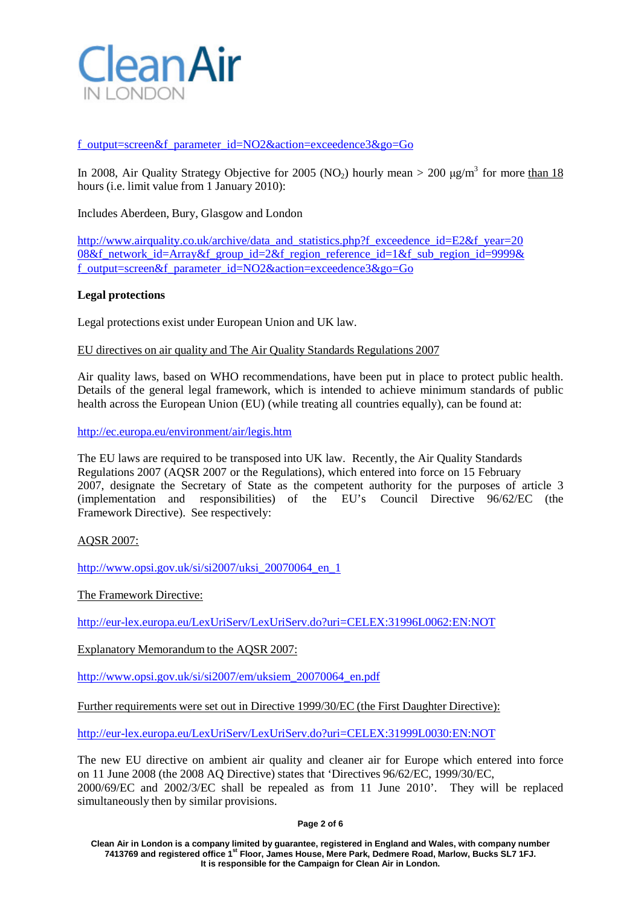f_output=screen&f_parameter_id=NO2&action=exceedence3&go=Go

In 2008, Air Quality Strategy Objective for 2005 ($NO_2$) hourly mean > 200 μg/$m^3$ for more than 18 hours (i.e. limit value from 1 January 2010):

Includes Aberdeen, Bury, Glasgow and London

http://www.airquality.co.uk/archive/data_and_statistics.php?f_exceedence_id=E2&f_year=2008&f_network_id=Array&f_group_id=2&f_region_reference_id=1&f_sub_region_id=9999&f_output=screen&f_parameter_id=NO2&action=exceedence3&go=Go

**Legal protections**

Legal protections exist under European Union and UK law.

EU directives on air quality and The Air Quality Standards Regulations 2007

Air quality laws, based on WHO recommendations, have been put in place to protect public health. Details of the general legal framework, which is intended to achieve minimum standards of public health across the European Union (EU) (while treating all countries equally), can be found at:

http://ec.europa.eu/environment/air/legis.htm

The EU laws are required to be transposed into UK law. Recently, the Air Quality Standards Regulations 2007 (AQSR 2007 or the Regulations), which entered into force on 15 February 2007, designate the Secretary of State as the competent authority for the purposes of article 3 (implementation and responsibilities) of the EU's Council Directive 96/62/EC (the Framework Directive). See respectively:

AQSR 2007:

http://www.opsi.gov.uk/si/si2007/uksi_20070064_en_1

The Framework Directive:

http://eur-lex.europa.eu/LexUriServ/LexUriServ.do?uri=CELEX:31996L0062:EN:NOT

Explanatory Memorandum to the AQSR 2007:

http://www.opsi.gov.uk/si/si2007/em/uksiem_20070064_en.pdf

Further requirements were set out in Directive 1999/30/EC (the First Daughter Directive):

http://eur-lex.europa.eu/LexUriServ/LexUriServ.do?uri=CELEX:31999L0030:EN:NOT

The new EU directive on ambient air quality and cleaner air for Europe which entered into force on 11 June 2008 (the 2008 AQ Directive) states that 'Directives 96/62/EC, 1999/30/EC, 2000/69/EC and 2002/3/EC shall be repealed as from 11 June 2010'. They will be replaced simultaneously then by similar provisions.

Clean Air in London is a company limited by guarantee, registered in England and Wales, with company number 7413769 and registered office 1st Floor, James House, Mere Park, Dedmere Road, Marlow, Bucks SL7 1FJ. It is responsible for the Campaign for Clean Air in London.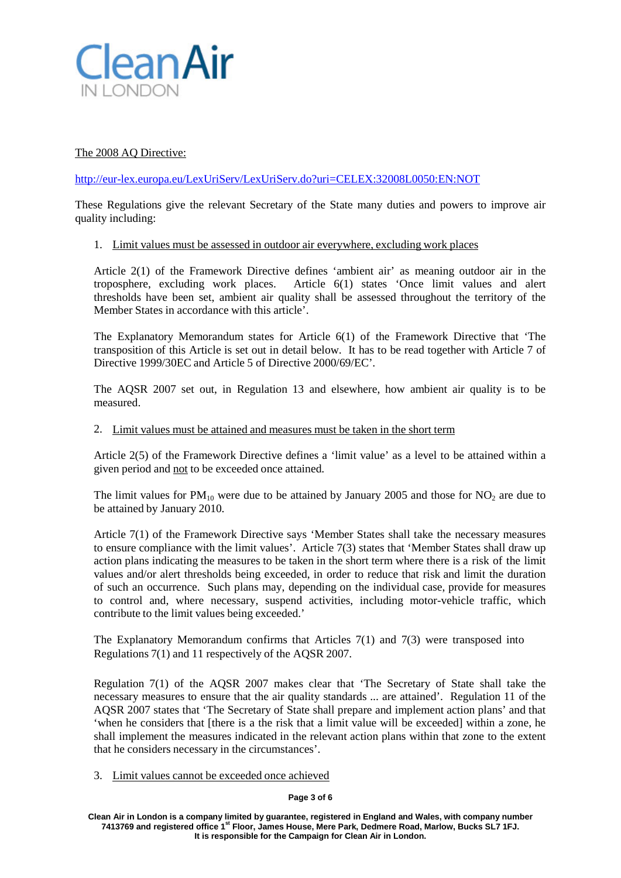The 2008 AQ Directive:

http://eur-lex.europa.eu/LexUriServ/LexUriServ.do?uri=CELEX:32008L0050:EN:NOT

These Regulations give the relevant Secretary of the State many duties and powers to improve air quality including:

1. Limit values must be assessed in outdoor air everywhere, excluding work places

   Article 2(1) of the Framework Directive defines 'ambient air' as meaning outdoor air in the troposphere, excluding work places. Article 6(1) states 'Once limit values and alert thresholds have been set, ambient air quality shall be assessed throughout the territory of the Member States in accordance with this article'.

   The Explanatory Memorandum states for Article 6(1) of the Framework Directive that 'The transposition of this Article is set out in detail below. It has to be read together with Article 7 of Directive 1999/30EC and Article 5 of Directive 2000/69/EC'.

   The AQSR 2007 set out, in Regulation 13 and elsewhere, how ambient air quality is to be measured.

2. Limit values must be attained and measures must be taken in the short term

   Article 2(5) of the Framework Directive defines a 'limit value' as a level to be attained within a given period and not to be exceeded once attained.

   The limit values for $PM_{10}$ were due to be attained by January 2005 and those for $NO_2$ are due to be attained by January 2010.

   Article 7(1) of the Framework Directive says 'Member States shall take the necessary measures to ensure compliance with the limit values'. Article 7(3) states that 'Member States shall draw up action plans indicating the measures to be taken in the short term where there is a risk of the limit values and/or alert thresholds being exceeded, in order to reduce that risk and limit the duration of such an occurrence. Such plans may, depending on the individual case, provide for measures to control and, where necessary, suspend activities, including motor-vehicle traffic, which contribute to the limit values being exceeded.'

   The Explanatory Memorandum confirms that Articles 7(1) and 7(3) were transposed into Regulations 7(1) and 11 respectively of the AQSR 2007.

   Regulation 7(1) of the AQSR 2007 makes clear that 'The Secretary of State shall take the necessary measures to ensure that the air quality standards ... are attained'. Regulation 11 of the AQSR 2007 states that 'The Secretary of State shall prepare and implement action plans' and that 'when he considers that [there is a the risk that a limit value will be exceeded] within a zone, he shall implement the measures indicated in the relevant action plans within that zone to the extent that he considers necessary in the circumstances'.

3. Limit values cannot be exceeded once achieved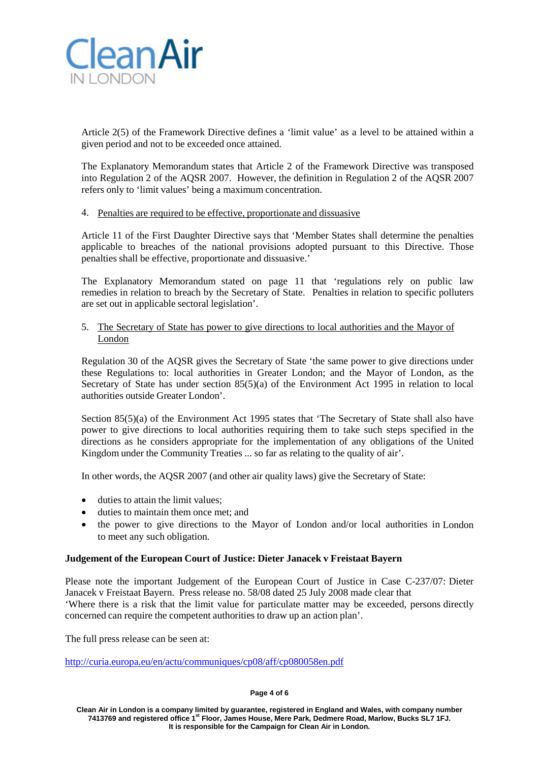Article 2(5) of the Framework Directive defines a 'limit value' as a level to be attained within a given period and not to be exceeded once attained.

The Explanatory Memorandum states that Article 2 of the Framework Directive was transposed into Regulation 2 of the AQSR 2007. However, the definition in Regulation 2 of the AQSR 2007 refers only to 'limit values' being a maximum concentration.

4. Penalties are required to be effective, proportionate and dissuasive

Article 11 of the First Daughter Directive says that 'Member States shall determine the penalties applicable to breaches of the national provisions adopted pursuant to this Directive. Those penalties shall be effective, proportionate and dissuasive.'

The Explanatory Memorandum stated on page 11 that 'regulations rely on public law remedies in relation to breach by the Secretary of State. Penalties in relation to specific polluters are set out in applicable sectoral legislation'.

5. The Secretary of State has power to give directions to local authorities and the Mayor of London

Regulation 30 of the AQSR gives the Secretary of State 'the same power to give directions under these Regulations to: local authorities in Greater London; and the Mayor of London, as the Secretary of State has under section 85(5)(a) of the Environment Act 1995 in relation to local authorities outside Greater London'.

Section 85(5)(a) of the Environment Act 1995 states that 'The Secretary of State shall also have power to give directions to local authorities requiring them to take such steps specified in the directions as he considers appropriate for the implementation of any obligations of the United Kingdom under the Community Treaties ... so far as relating to the quality of air'.

In other words, the AQSR 2007 (and other air quality laws) give the Secretary of State:

- duties to attain the limit values;
- duties to maintain them once met; and
- the power to give directions to the Mayor of London and/or local authorities in London to meet any such obligation.

**Judgement of the European Court of Justice: Dieter Janacek v Freistaat Bayern**

Please note the important Judgement of the European Court of Justice in Case C-237/07: Dieter Janacek v Freistaat Bayern. Press release no. 58/08 dated 25 July 2008 made clear that 'Where there is a risk that the limit value for particulate matter may be exceeded, persons directly concerned can require the competent authorities to draw up an action plan'.

The full press release can be seen at:

http://curia.europa.eu/en/actu/communiques/cp08/aff/cp080058en.pdf

**Clean Air in London is a company limited by guarantee, registered in England and Wales, with company number 7413769 and registered office 1st Floor, James House, Mere Park, Dedmere Road, Marlow, Bucks SL7 1FJ. It is responsible for the Campaign for Clean Air in London.**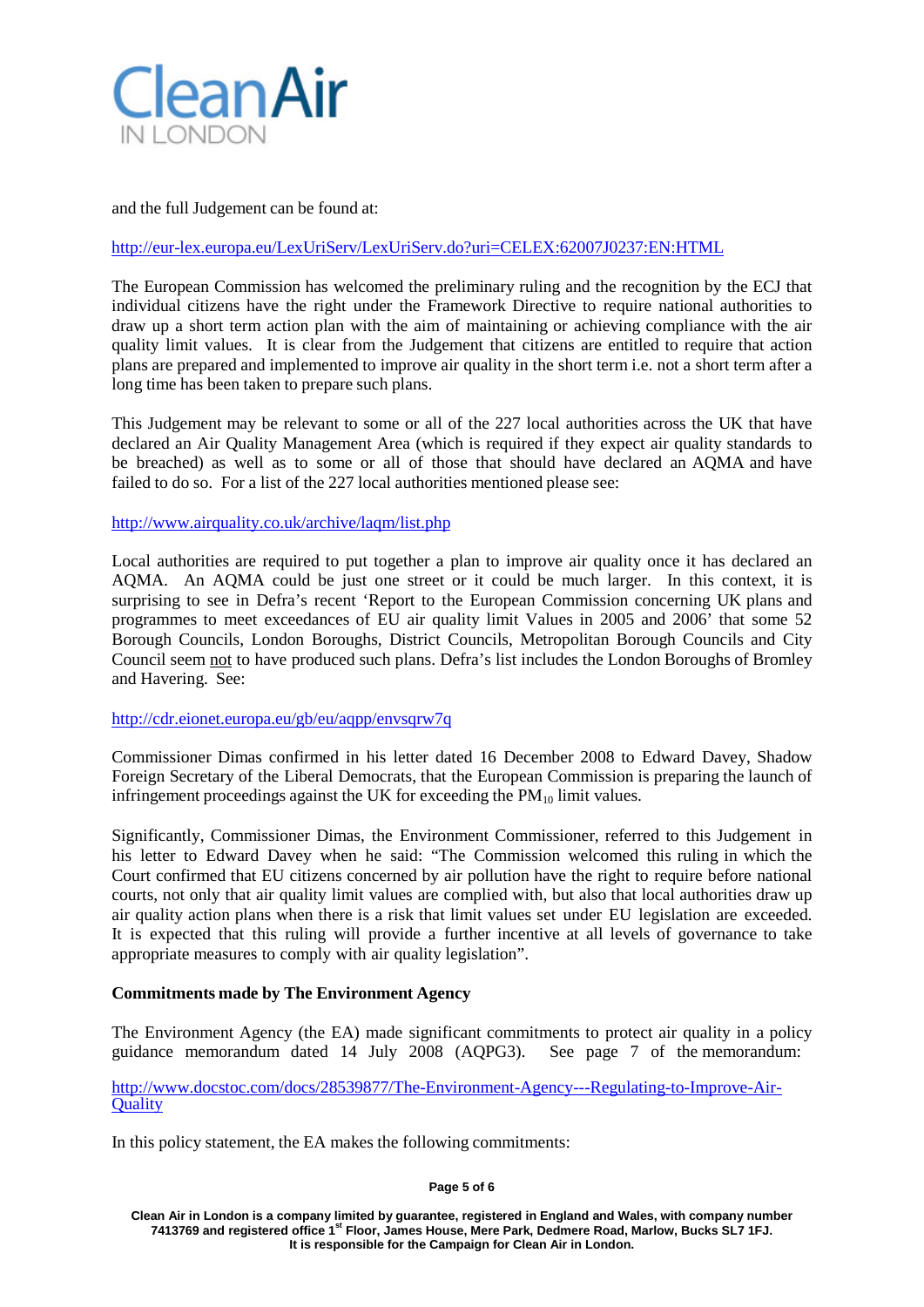and the full Judgement can be found at:

http://eur-lex.europa.eu/LexUriServ/LexUriServ.do?uri=CELEX:62007J0237:EN:HTML

The European Commission has welcomed the preliminary ruling and the recognition by the ECJ that individual citizens have the right under the Framework Directive to require national authorities to draw up a short term action plan with the aim of maintaining or achieving compliance with the air quality limit values. It is clear from the Judgement that citizens are entitled to require that action plans are prepared and implemented to improve air quality in the short term i.e. not a short term after a long time has been taken to prepare such plans.

This Judgement may be relevant to some or all of the 227 local authorities across the UK that have declared an Air Quality Management Area (which is required if they expect air quality standards to be breached) as well as to some or all of those that should have declared an AQMA and have failed to do so. For a list of the 227 local authorities mentioned please see:

http://www.airquality.co.uk/archive/laqm/list.php

Local authorities are required to put together a plan to improve air quality once it has declared an AQMA. An AQMA could be just one street or it could be much larger. In this context, it is surprising to see in Defra's recent 'Report to the European Commission concerning UK plans and programmes to meet exceedances of EU air quality limit Values in 2005 and 2006' that some 52 Borough Councils, London Boroughs, District Councils, Metropolitan Borough Councils and City Council seem not to have produced such plans. Defra's list includes the London Boroughs of Bromley and Havering. See:

http://cdr.eionet.europa.eu/gb/eu/aqpp/envsqrw7q

Commissioner Dimas confirmed in his letter dated 16 December 2008 to Edward Davey, Shadow Foreign Secretary of the Liberal Democrats, that the European Commission is preparing the launch of infringement proceedings against the UK for exceeding the $PM_{10}$ limit values.

Significantly, Commissioner Dimas, the Environment Commissioner, referred to this Judgement in his letter to Edward Davey when he said: "The Commission welcomed this ruling in which the Court confirmed that EU citizens concerned by air pollution have the right to require before national courts, not only that air quality limit values are complied with, but also that local authorities draw up air quality action plans when there is a risk that limit values set under EU legislation are exceeded. It is expected that this ruling will provide a further incentive at all levels of governance to take appropriate measures to comply with air quality legislation".

**Commitments made by The Environment Agency**

The Environment Agency (the EA) made significant commitments to protect air quality in a policy guidance memorandum dated 14 July 2008 (AQPG3). See page 7 of the memorandum:

http://www.docstoc.com/docs/28539877/The-Environment-Agency---Regulating-to-Improve-Air-Quality

In this policy statement, the EA makes the following commitments:

Clean Air in London is a company limited by guarantee, registered in England and Wales, with company number 7413769 and registered office 1st Floor, James House, Mere Park, Dedmere Road, Marlow, Bucks SL7 1FJ. It is responsible for the Campaign for Clean Air in London.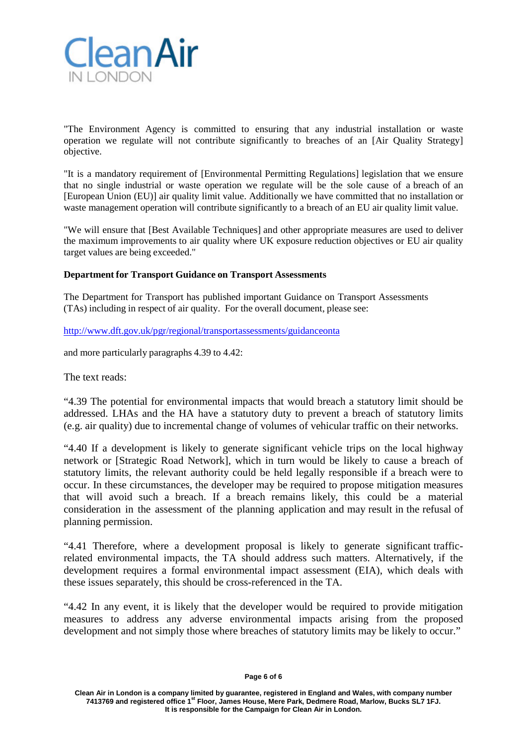"The Environment Agency is committed to ensuring that any industrial installation or waste operation we regulate will not contribute significantly to breaches of an [Air Quality Strategy] objective.

"It is a mandatory requirement of [Environmental Permitting Regulations] legislation that we ensure that no single industrial or waste operation we regulate will be the sole cause of a breach of an [European Union (EU)] air quality limit value. Additionally we have committed that no installation or waste management operation will contribute significantly to a breach of an EU air quality limit value.

"We will ensure that [Best Available Techniques] and other appropriate measures are used to deliver the maximum improvements to air quality where UK exposure reduction objectives or EU air quality target values are being exceeded."

**Department for Transport Guidance on Transport Assessments**

The Department for Transport has published important Guidance on Transport Assessments (TAs) including in respect of air quality. For the overall document, please see:

http://www.dft.gov.uk/pgr/regional/transportassessments/guidanceonta

and more particularly paragraphs 4.39 to 4.42:

The text reads:

"4.39 The potential for environmental impacts that would breach a statutory limit should be addressed. LHAs and the HA have a statutory duty to prevent a breach of statutory limits (e.g. air quality) due to incremental change of volumes of vehicular traffic on their networks.

"4.40 If a development is likely to generate significant vehicle trips on the local highway network or [Strategic Road Network], which in turn would be likely to cause a breach of statutory limits, the relevant authority could be held legally responsible if a breach were to occur. In these circumstances, the developer may be required to propose mitigation measures that will avoid such a breach. If a breach remains likely, this could be a material consideration in the assessment of the planning application and may result in the refusal of planning permission.

"4.41 Therefore, where a development proposal is likely to generate significant traffic-related environmental impacts, the TA should address such matters. Alternatively, if the development requires a formal environmental impact assessment (EIA), which deals with these issues separately, this should be cross-referenced in the TA.

"4.42 In any event, it is likely that the developer would be required to provide mitigation measures to address any adverse environmental impacts arising from the proposed development and not simply those where breaches of statutory limits may be likely to occur."